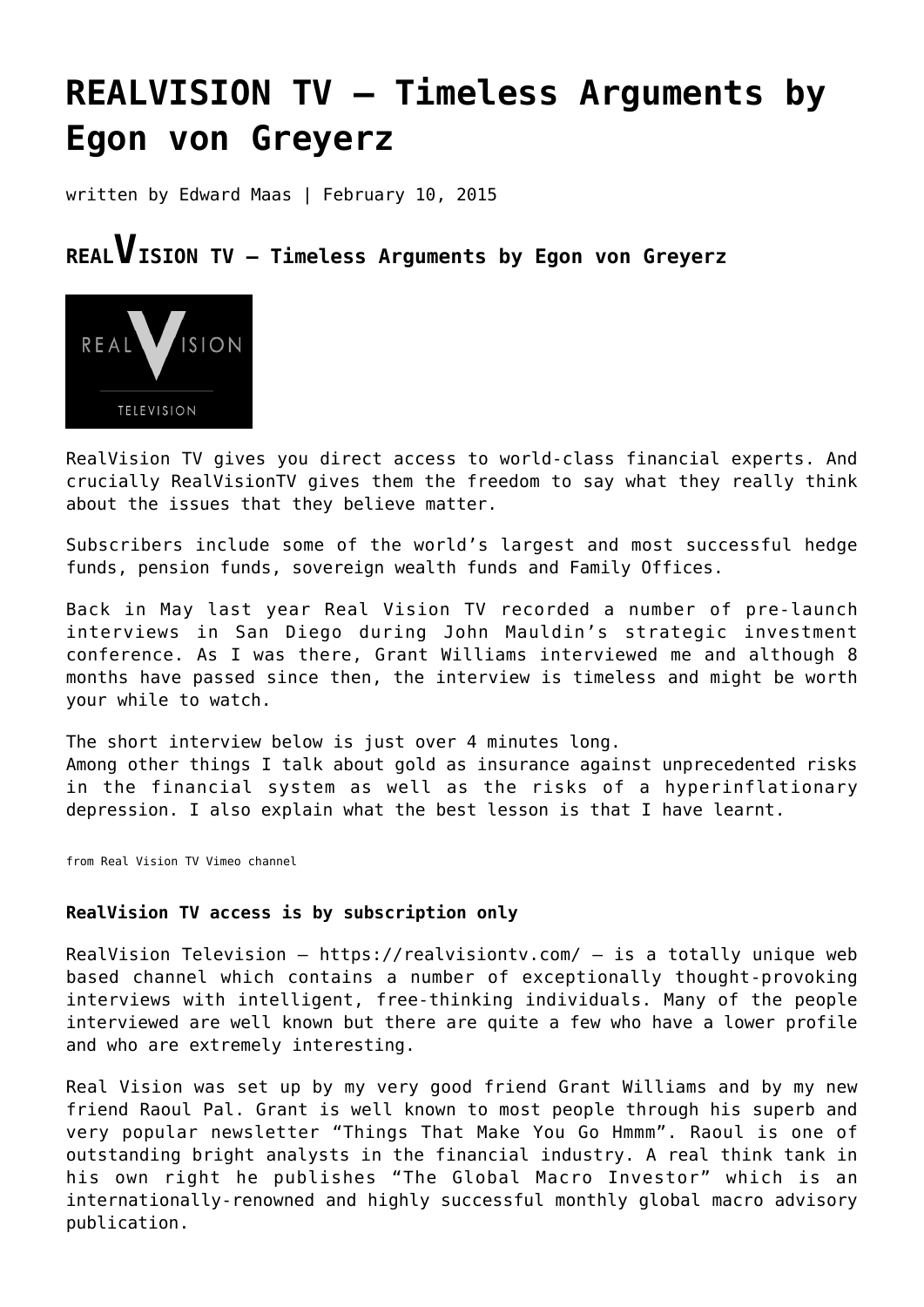# REALVISION TV – Timeless Arguments by Egon von Greyerz

written by Edward Maas | February 10, 2015

## REALVISION TV – Timeless Arguments by Egon von Greyerz

RealVision TV gives you direct access to world-class financial experts. And crucially RealVisionTV gives them the freedom to say what they really think about the issues that they believe matter.

Subscribers include some of the world's largest and most successful hedge funds, pension funds, sovereign wealth funds and Family Offices.

Back in May last year Real Vision TV recorded a number of pre-launch interviews in San Diego during John Mauldin's strategic investment conference. As I was there, Grant Williams interviewed me and although 8 months have passed since then, the interview is timeless and might be worth your while to watch.

The short interview below is just over 4 minutes long.
Among other things I talk about gold as insurance against unprecedented risks in the financial system as well as the risks of a hyperinflationary depression. I also explain what the best lesson is that I have learnt.

from Real Vision TV Vimeo channel

**RealVision TV access is by subscription only**

RealVision Television – https://realvisiontv.com/ – is a totally unique web based channel which contains a number of exceptionally thought-provoking interviews with intelligent, free-thinking individuals. Many of the people interviewed are well known but there are quite a few who have a lower profile and who are extremely interesting.

Real Vision was set up by my very good friend Grant Williams and by my new friend Raoul Pal. Grant is well known to most people through his superb and very popular newsletter "Things That Make You Go Hmmm". Raoul is one of outstanding bright analysts in the financial industry. A real think tank in his own right he publishes "The Global Macro Investor" which is an internationally-renowned and highly successful monthly global macro advisory publication.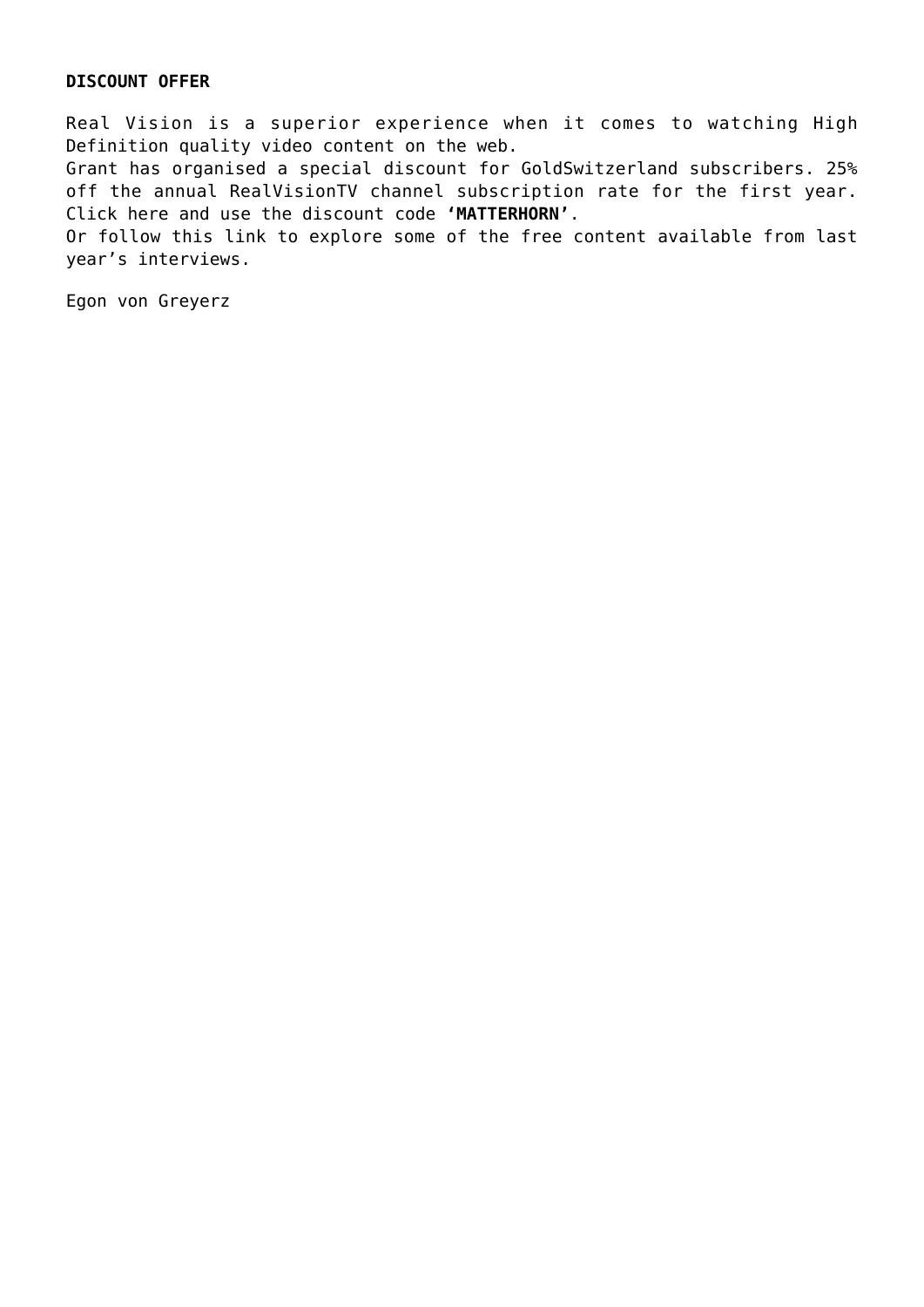**DISCOUNT OFFER**

Real Vision is a superior experience when it comes to watching High Definition quality video content on the web.
Grant has organised a special discount for GoldSwitzerland subscribers. 25% off the annual RealVisionTV channel subscription rate for the first year. Click here and use the discount code **'MATTERHORN'**.
Or follow this link to explore some of the free content available from last year's interviews.

Egon von Greyerz